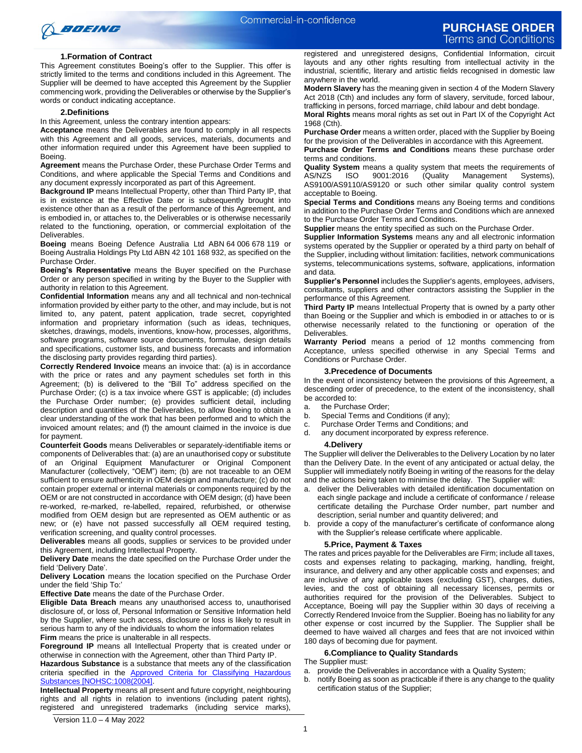# PURCHASE ORDER Terms and Conditions

Commercial-in-confidence

## 1. Formation of Contract

This Agreement constitutes Boeing's offer to the Supplier. This offer is strictly limited to the terms and conditions included in this Agreement. The Supplier will be deemed to have accepted this Agreement by the Supplier commencing work, providing the Deliverables or otherwise by the Supplier's words or conduct indicating acceptance.

## 2. Definitions

In this Agreement, unless the contrary intention appears:

**Acceptance** means the Deliverables are found to comply in all respects with this Agreement and all goods, services, materials, documents and other information required under this Agreement have been supplied to Boeing.

**Agreement** means the Purchase Order, these Purchase Order Terms and Conditions, and where applicable the Special Terms and Conditions and any document expressly incorporated as part of this Agreement.

**Background IP** means Intellectual Property, other than Third Party IP, that is in existence at the Effective Date or is subsequently brought into existence other than as a result of the performance of this Agreement, and is embodied in, or attaches to, the Deliverables or is otherwise necessarily related to the functioning, operation, or commercial exploitation of the Deliverables.

**Boeing** means Boeing Defence Australia Ltd ABN 64 006 678 119 or Boeing Australia Holdings Pty Ltd ABN 42 101 168 932, as specified on the Purchase Order.

**Boeing's Representative** means the Buyer specified on the Purchase Order or any person specified in writing by the Buyer to the Supplier with authority in relation to this Agreement.

**Confidential Information** means any and all technical and non-technical information provided by either party to the other, and may include, but is not limited to, any patent, patent application, trade secret, copyrighted information and proprietary information (such as ideas, techniques, sketches, drawings, models, inventions, know-how, processes, algorithms, software programs, software source documents, formulae, design details and specifications, customer lists, and business forecasts and information the disclosing party provides regarding third parties).

**Correctly Rendered Invoice** means an invoice that: (a) is in accordance with the price or rates and any payment schedules set forth in this Agreement; (b) is delivered to the "Bill To" address specified on the Purchase Order; (c) is a tax invoice where GST is applicable; (d) includes the Purchase Order number; (e) provides sufficient detail, including description and quantities of the Deliverables, to allow Boeing to obtain a clear understanding of the work that has been performed and to which the invoiced amount relates; and (f) the amount claimed in the invoice is due for payment.

**Counterfeit Goods** means Deliverables or separately-identifiable items or components of Deliverables that: (a) are an unauthorised copy or substitute of an Original Equipment Manufacturer or Original Component Manufacturer (collectively, "OEM") item; (b) are not traceable to an OEM sufficient to ensure authenticity in OEM design and manufacture; (c) do not contain proper external or internal materials or components required by the OEM or are not constructed in accordance with OEM design; (d) have been re-worked, re-marked, re-labelled, repaired, refurbished, or otherwise modified from OEM design but are represented as OEM authentic or as new; or (e) have not passed successfully all OEM required testing, verification screening, and quality control processes.

**Deliverables** means all goods, supplies or services to be provided under this Agreement, including Intellectual Property.

**Delivery Date** means the date specified on the Purchase Order under the field 'Delivery Date'.

**Delivery Location** means the location specified on the Purchase Order under the field 'Ship To:'

**Effective Date** means the date of the Purchase Order.

**Eligible Data Breach** means any unauthorised access to, unauthorised disclosure of, or loss of, Personal Information or Sensitive Information held by the Supplier, where such access, disclosure or loss is likely to result in serious harm to any of the individuals to whom the information relates

**Firm** means the price is unalterable in all respects.

**Foreground IP** means all Intellectual Property that is created under or otherwise in connection with the Agreement, other than Third Party IP.

**Hazardous Substance** is a substance that meets any of the classification criteria specified in the [Approved Criteria for Classifying Hazardous Substances [NOHSC:1008(2004]](#).

**Intellectual Property** means all present and future copyright, neighbouring rights and all rights in relation to inventions (including patent rights), registered and unregistered trademarks (including service marks), registered and unregistered designs, Confidential Information, circuit layouts and any other rights resulting from intellectual activity in the industrial, scientific, literary and artistic fields recognised in domestic law anywhere in the world.

**Modern Slavery** has the meaning given in section 4 of the Modern Slavery Act 2018 (Cth) and includes any form of slavery, servitude, forced labour, trafficking in persons, forced marriage, child labour and debt bondage.

**Moral Rights** means moral rights as set out in Part IX of the Copyright Act 1968 (Cth).

**Purchase Order** means a written order, placed with the Supplier by Boeing for the provision of the Deliverables in accordance with this Agreement.

**Purchase Order Terms and Conditions** means these purchase order terms and conditions.

**Quality System** means a quality system that meets the requirements of AS/NZS ISO 9001:2016 (Quality Management Systems), AS9100/AS9110/AS9120 or such other similar quality control system acceptable to Boeing.

**Special Terms and Conditions** means any Boeing terms and conditions in addition to the Purchase Order Terms and Conditions which are annexed to the Purchase Order Terms and Conditions.

**Supplier** means the entity specified as such on the Purchase Order.

**Supplier Information Systems** means any and all electronic information systems operated by the Supplier or operated by a third party on behalf of the Supplier, including without limitation: facilities, network communications systems, telecommunications systems, software, applications, information and data.

**Supplier's Personnel** includes the Supplier's agents, employees, advisers, consultants, suppliers and other contractors assisting the Supplier in the performance of this Agreement.

**Third Party IP** means Intellectual Property that is owned by a party other than Boeing or the Supplier and which is embodied in or attaches to or is otherwise necessarily related to the functioning or operation of the Deliverables.

**Warranty Period** means a period of 12 months commencing from Acceptance, unless specified otherwise in any Special Terms and Conditions or Purchase Order.

## 3. Precedence of Documents

In the event of inconsistency between the provisions of this Agreement, a descending order of precedence, to the extent of the inconsistency, shall be accorded to:

a. the Purchase Order;
b. Special Terms and Conditions (if any);
c. Purchase Order Terms and Conditions; and
d. any document incorporated by express reference.

## 4. Delivery

The Supplier will deliver the Deliverables to the Delivery Location by no later than the Delivery Date. In the event of any anticipated or actual delay, the Supplier will immediately notify Boeing in writing of the reasons for the delay and the actions being taken to minimise the delay. The Supplier will:

a. deliver the Deliverables with detailed identification documentation on each single package and include a certificate of conformance / release certificate detailing the Purchase Order number, part number and description, serial number and quantity delivered; and
b. provide a copy of the manufacturer's certificate of conformance along with the Supplier's release certificate where applicable.

## 5. Price, Payment & Taxes

The rates and prices payable for the Deliverables are Firm; include all taxes, costs and expenses relating to packaging, marking, handling, freight, insurance, and delivery and any other applicable costs and expenses; and are inclusive of any applicable taxes (excluding GST), charges, duties, levies, and the cost of obtaining all necessary licenses, permits or authorities required for the provision of the Deliverables. Subject to Acceptance, Boeing will pay the Supplier within 30 days of receiving a Correctly Rendered Invoice from the Supplier. Boeing has no liability for any other expense or cost incurred by the Supplier. The Supplier shall be deemed to have waived all charges and fees that are not invoiced within 180 days of becoming due for payment.

## 6. Compliance to Quality Standards

The Supplier must:

a. provide the Deliverables in accordance with a Quality System;
b. notify Boeing as soon as practicable if there is any change to the quality certification status of the Supplier;

Version 11.0 – 4 May 2022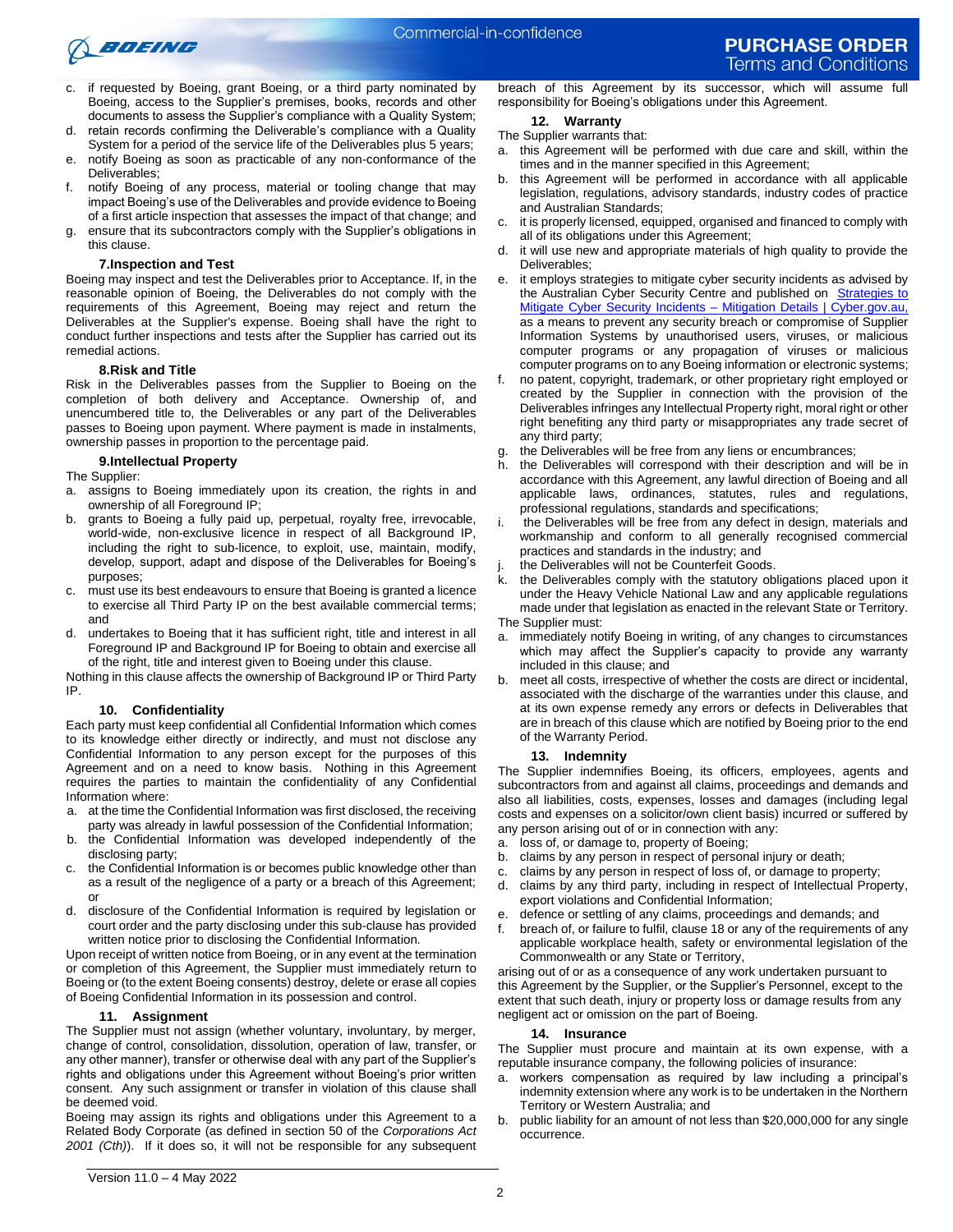c. if requested by Boeing, grant Boeing, or a third party nominated by Boeing, access to the Supplier's premises, books, records and other documents to assess the Supplier's compliance with a Quality System;
d. retain records confirming the Deliverable's compliance with a Quality System for a period of the service life of the Deliverables plus 5 years;
e. notify Boeing as soon as practicable of any non-conformance of the Deliverables;
f. notify Boeing of any process, material or tooling change that may impact Boeing's use of the Deliverables and provide evidence to Boeing of a first article inspection that assesses the impact of that change; and
g. ensure that its subcontractors comply with the Supplier's obligations in this clause.

#### 7. Inspection and Test

Boeing may inspect and test the Deliverables prior to Acceptance. If, in the reasonable opinion of Boeing, the Deliverables do not comply with the requirements of this Agreement, Boeing may reject and return the Deliverables at the Supplier's expense. Boeing shall have the right to conduct further inspections and tests after the Supplier has carried out its remedial actions.

#### 8. Risk and Title

Risk in the Deliverables passes from the Supplier to Boeing on the completion of both delivery and Acceptance. Ownership of, and unencumbered title to, the Deliverables or any part of the Deliverables passes to Boeing upon payment. Where payment is made in instalments, ownership passes in proportion to the percentage paid.

#### 9. Intellectual Property

The Supplier:

a. assigns to Boeing immediately upon its creation, the rights in and ownership of all Foreground IP;
b. grants to Boeing a fully paid up, perpetual, royalty free, irrevocable, world-wide, non-exclusive licence in respect of all Background IP, including the right to sub-licence, to exploit, use, maintain, modify, develop, support, adapt and dispose of the Deliverables for Boeing's purposes;
c. must use its best endeavours to ensure that Boeing is granted a licence to exercise all Third Party IP on the best available commercial terms; and
d. undertakes to Boeing that it has sufficient right, title and interest in all Foreground IP and Background IP for Boeing to obtain and exercise all of the right, title and interest given to Boeing under this clause.

Nothing in this clause affects the ownership of Background IP or Third Party IP.

#### 10. Confidentiality

Each party must keep confidential all Confidential Information which comes to its knowledge either directly or indirectly, and must not disclose any Confidential Information to any person except for the purposes of this Agreement and on a need to know basis. Nothing in this Agreement requires the parties to maintain the confidentiality of any Confidential Information where:

a. at the time the Confidential Information was first disclosed, the receiving party was already in lawful possession of the Confidential Information;
b. the Confidential Information was developed independently of the disclosing party;
c. the Confidential Information is or becomes public knowledge other than as a result of the negligence of a party or a breach of this Agreement; or
d. disclosure of the Confidential Information is required by legislation or court order and the party disclosing under this sub-clause has provided written notice prior to disclosing the Confidential Information.

Upon receipt of written notice from Boeing, or in any event at the termination or completion of this Agreement, the Supplier must immediately return to Boeing or (to the extent Boeing consents) destroy, delete or erase all copies of Boeing Confidential Information in its possession and control.

#### 11. Assignment

The Supplier must not assign (whether voluntary, involuntary, by merger, change of control, consolidation, dissolution, operation of law, transfer, or any other manner), transfer or otherwise deal with any part of the Supplier's rights and obligations under this Agreement without Boeing's prior written consent. Any such assignment or transfer in violation of this clause shall be deemed void.

Boeing may assign its rights and obligations under this Agreement to a Related Body Corporate (as defined in section 50 of the *Corporations Act 2001 (Cth)*). If it does so, it will not be responsible for any subsequent breach of this Agreement by its successor, which will assume full responsibility for Boeing's obligations under this Agreement.

#### 12. Warranty

The Supplier warrants that:

a. this Agreement will be performed with due care and skill, within the times and in the manner specified in this Agreement;
b. this Agreement will be performed in accordance with all applicable legislation, regulations, advisory standards, industry codes of practice and Australian Standards;
c. it is properly licensed, equipped, organised and financed to comply with all of its obligations under this Agreement;
d. it will use new and appropriate materials of high quality to provide the Deliverables;
e. it employs strategies to mitigate cyber security incidents as advised by the Australian Cyber Security Centre and published on [Strategies to Mitigate Cyber Security Incidents – Mitigation Details | Cyber.gov.au,] as a means to prevent any security breach or compromise of Supplier Information Systems by unauthorised users, viruses, or malicious computer programs or any propagation of viruses or malicious computer programs on to any Boeing information or electronic systems;
f. no patent, copyright, trademark, or other proprietary right employed or created by the Supplier in connection with the provision of the Deliverables infringes any Intellectual Property right, moral right or other right benefiting any third party or misappropriates any trade secret of any third party;
g. the Deliverables will be free from any liens or encumbrances;
h. the Deliverables will correspond with their description and will be in accordance with this Agreement, any lawful direction of Boeing and all applicable laws, ordinances, statutes, rules and regulations, professional regulations, standards and specifications;
i. the Deliverables will be free from any defect in design, materials and workmanship and conform to all generally recognised commercial practices and standards in the industry; and
j. the Deliverables will not be Counterfeit Goods.
k. the Deliverables comply with the statutory obligations placed upon it under the Heavy Vehicle National Law and any applicable regulations made under that legislation as enacted in the relevant State or Territory.

The Supplier must:

a. immediately notify Boeing in writing, of any changes to circumstances which may affect the Supplier's capacity to provide any warranty included in this clause; and
b. meet all costs, irrespective of whether the costs are direct or incidental, associated with the discharge of the warranties under this clause, and at its own expense remedy any errors or defects in Deliverables that are in breach of this clause which are notified by Boeing prior to the end of the Warranty Period.

#### 13. Indemnity

The Supplier indemnifies Boeing, its officers, employees, agents and subcontractors from and against all claims, proceedings and demands and also all liabilities, costs, expenses, losses and damages (including legal costs and expenses on a solicitor/own client basis) incurred or suffered by any person arising out of or in connection with any:

a. loss of, or damage to, property of Boeing;
b. claims by any person in respect of personal injury or death;
c. claims by any person in respect of loss of, or damage to property;
d. claims by any third party, including in respect of Intellectual Property, export violations and Confidential Information;
e. defence or settling of any claims, proceedings and demands; and
f. breach of, or failure to fulfil, clause 18 or any of the requirements of any applicable workplace health, safety or environmental legislation of the Commonwealth or any State or Territory,

arising out of or as a consequence of any work undertaken pursuant to this Agreement by the Supplier, or the Supplier's Personnel, except to the extent that such death, injury or property loss or damage results from any negligent act or omission on the part of Boeing.

#### 14. Insurance

The Supplier must procure and maintain at its own expense, with a reputable insurance company, the following policies of insurance:

a. workers compensation as required by law including a principal's indemnity extension where any work is to be undertaken in the Northern Territory or Western Australia; and
b. public liability for an amount of not less than $20,000,000 for any single occurrence.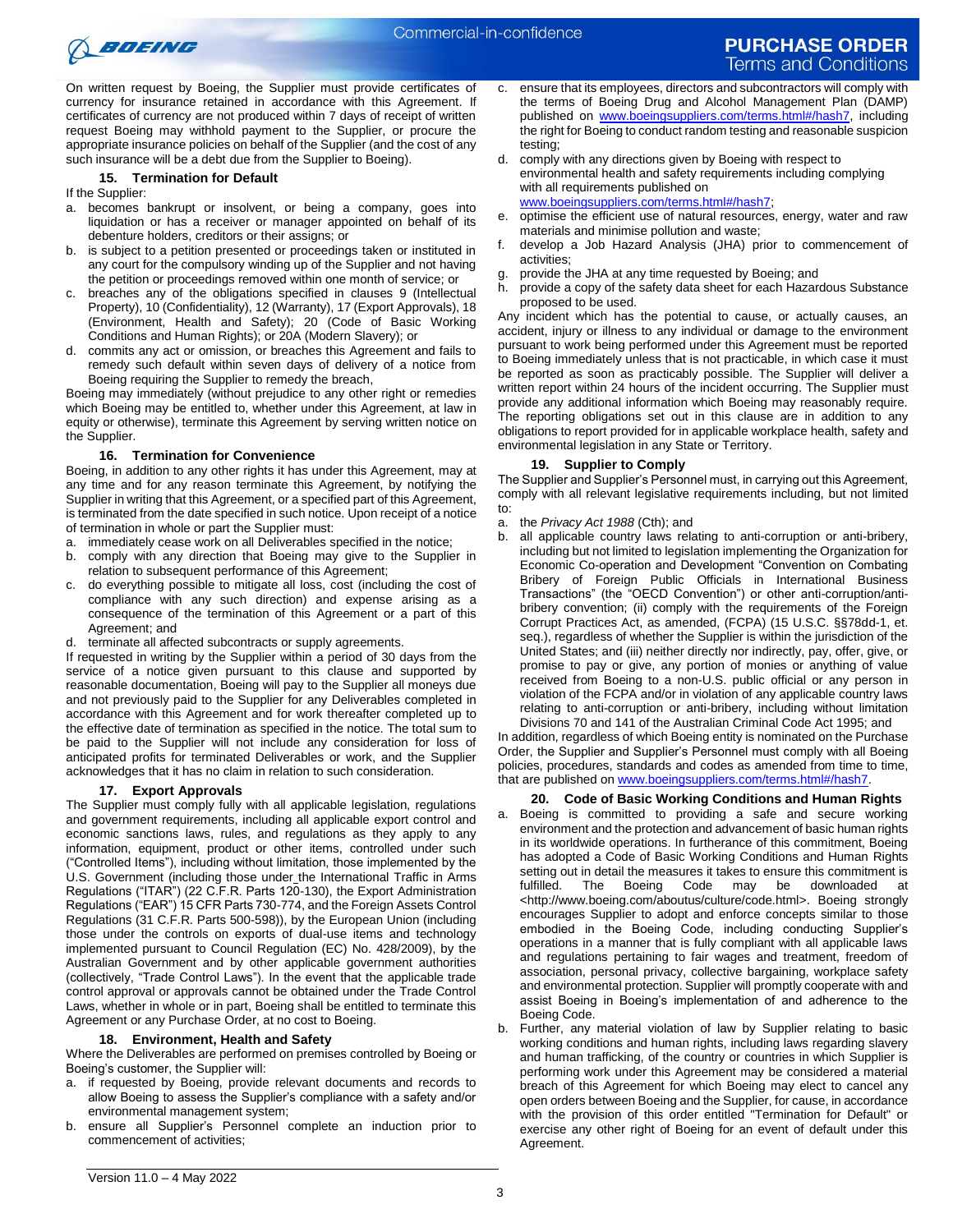On written request by Boeing, the Supplier must provide certificates of currency for insurance retained in accordance with this Agreement. If certificates of currency are not produced within 7 days of receipt of written request Boeing may withhold payment to the Supplier, or procure the appropriate insurance policies on behalf of the Supplier (and the cost of any such insurance will be a debt due from the Supplier to Boeing).

### 15. Termination for Default

If the Supplier:

a. becomes bankrupt or insolvent, or being a company, goes into liquidation or has a receiver or manager appointed on behalf of its debenture holders, creditors or their assigns; or
b. is subject to a petition presented or proceedings taken or instituted in any court for the compulsory winding up of the Supplier and not having the petition or proceedings removed within one month of service; or
c. breaches any of the obligations specified in clauses 9 (Intellectual Property), 10 (Confidentiality), 12 (Warranty), 17 (Export Approvals), 18 (Environment, Health and Safety); 20 (Code of Basic Working Conditions and Human Rights); or 20A (Modern Slavery); or
d. commits any act or omission, or breaches this Agreement and fails to remedy such default within seven days of delivery of a notice from Boeing requiring the Supplier to remedy the breach,

Boeing may immediately (without prejudice to any other right or remedies which Boeing may be entitled to, whether under this Agreement, at law in equity or otherwise), terminate this Agreement by serving written notice on the Supplier.

### 16. Termination for Convenience

Boeing, in addition to any other rights it has under this Agreement, may at any time and for any reason terminate this Agreement, by notifying the Supplier in writing that this Agreement, or a specified part of this Agreement, is terminated from the date specified in such notice. Upon receipt of a notice of termination in whole or part the Supplier must:

a. immediately cease work on all Deliverables specified in the notice;
b. comply with any direction that Boeing may give to the Supplier in relation to subsequent performance of this Agreement;
c. do everything possible to mitigate all loss, cost (including the cost of compliance with any such direction) and expense arising as a consequence of the termination of this Agreement or a part of this Agreement; and
d. terminate all affected subcontracts or supply agreements.

If requested in writing by the Supplier within a period of 30 days from the service of a notice given pursuant to this clause and supported by reasonable documentation, Boeing will pay to the Supplier all moneys due and not previously paid to the Supplier for any Deliverables completed in accordance with this Agreement and for work thereafter completed up to the effective date of termination as specified in the notice. The total sum to be paid to the Supplier will not include any consideration for loss of anticipated profits for terminated Deliverables or work, and the Supplier acknowledges that it has no claim in relation to such consideration.

### 17. Export Approvals

The Supplier must comply fully with all applicable legislation, regulations and government requirements, including all applicable export control and economic sanctions laws, rules, and regulations as they apply to any information, equipment, product or other items, controlled under such ("Controlled Items"), including without limitation, those implemented by the U.S. Government (including those under the International Traffic in Arms Regulations ("ITAR") (22 C.F.R. Parts 120-130), the Export Administration Regulations ("EAR") 15 CFR Parts 730-774, and the Foreign Assets Control Regulations (31 C.F.R. Parts 500-598)), by the European Union (including those under the controls on exports of dual-use items and technology implemented pursuant to Council Regulation (EC) No. 428/2009), by the Australian Government and by other applicable government authorities (collectively, "Trade Control Laws"). In the event that the applicable trade control approval or approvals cannot be obtained under the Trade Control Laws, whether in whole or in part, Boeing shall be entitled to terminate this Agreement or any Purchase Order, at no cost to Boeing.

### 18. Environment, Health and Safety

Where the Deliverables are performed on premises controlled by Boeing or Boeing's customer, the Supplier will:

a. if requested by Boeing, provide relevant documents and records to allow Boeing to assess the Supplier's compliance with a safety and/or environmental management system;
b. ensure all Supplier's Personnel complete an induction prior to commencement of activities;
c. ensure that its employees, directors and subcontractors will comply with the terms of Boeing Drug and Alcohol Management Plan (DAMP) published on www.boeingsuppliers.com/terms.html#/hash7, including the right for Boeing to conduct random testing and reasonable suspicion testing;
d. comply with any directions given by Boeing with respect to environmental health and safety requirements including complying with all requirements published on www.boeingsuppliers.com/terms.html#/hash7;
e. optimise the efficient use of natural resources, energy, water and raw materials and minimise pollution and waste;
f. develop a Job Hazard Analysis (JHA) prior to commencement of activities;
g. provide the JHA at any time requested by Boeing; and
h. provide a copy of the safety data sheet for each Hazardous Substance proposed to be used.

Any incident which has the potential to cause, or actually causes, an accident, injury or illness to any individual or damage to the environment pursuant to work being performed under this Agreement must be reported to Boeing immediately unless that is not practicable, in which case it must be reported as soon as practicably possible. The Supplier will deliver a written report within 24 hours of the incident occurring. The Supplier must provide any additional information which Boeing may reasonably require. The reporting obligations set out in this clause are in addition to any obligations to report provided for in applicable workplace health, safety and environmental legislation in any State or Territory.

### 19. Supplier to Comply

The Supplier and Supplier's Personnel must, in carrying out this Agreement, comply with all relevant legislative requirements including, but not limited to:

a. the *Privacy Act 1988* (Cth); and
b. all applicable country laws relating to anti-corruption or anti-bribery, including but not limited to legislation implementing the Organization for Economic Co-operation and Development "Convention on Combating Bribery of Foreign Public Officials in International Business Transactions" (the "OECD Convention") or other anti-corruption/anti-bribery convention; (ii) comply with the requirements of the Foreign Corrupt Practices Act, as amended, (FCPA) (15 U.S.C. §§78dd-1, et. seq.), regardless of whether the Supplier is within the jurisdiction of the United States; and (iii) neither directly nor indirectly, pay, offer, give, or promise to pay or give, any portion of monies or anything of value received from Boeing to a non-U.S. public official or any person in violation of the FCPA and/or in violation of any applicable country laws relating to anti-corruption or anti-bribery, including without limitation Divisions 70 and 141 of the Australian Criminal Code Act 1995; and

In addition, regardless of which Boeing entity is nominated on the Purchase Order, the Supplier and Supplier's Personnel must comply with all Boeing policies, procedures, standards and codes as amended from time to time, that are published on www.boeingsuppliers.com/terms.html#/hash7.

### 20. Code of Basic Working Conditions and Human Rights

a. Boeing is committed to providing a safe and secure working environment and the protection and advancement of basic human rights in its worldwide operations. In furtherance of this commitment, Boeing has adopted a Code of Basic Working Conditions and Human Rights setting out in detail the measures it takes to ensure this commitment is fulfilled. The Boeing Code may be downloaded at <http://www.boeing.com/aboutus/culture/code.html>. Boeing strongly encourages Supplier to adopt and enforce concepts similar to those embodied in the Boeing Code, including conducting Supplier's operations in a manner that is fully compliant with all applicable laws and regulations pertaining to fair wages and treatment, freedom of association, personal privacy, collective bargaining, workplace safety and environmental protection. Supplier will promptly cooperate with and assist Boeing in Boeing's implementation of and adherence to the Boeing Code.
b. Further, any material violation of law by Supplier relating to basic working conditions and human rights, including laws regarding slavery and human trafficking, of the country or countries in which Supplier is performing work under this Agreement may be considered a material breach of this Agreement for which Boeing may elect to cancel any open orders between Boeing and the Supplier, for cause, in accordance with the provision of this order entitled "Termination for Default" or exercise any other right of Boeing for an event of default under this Agreement.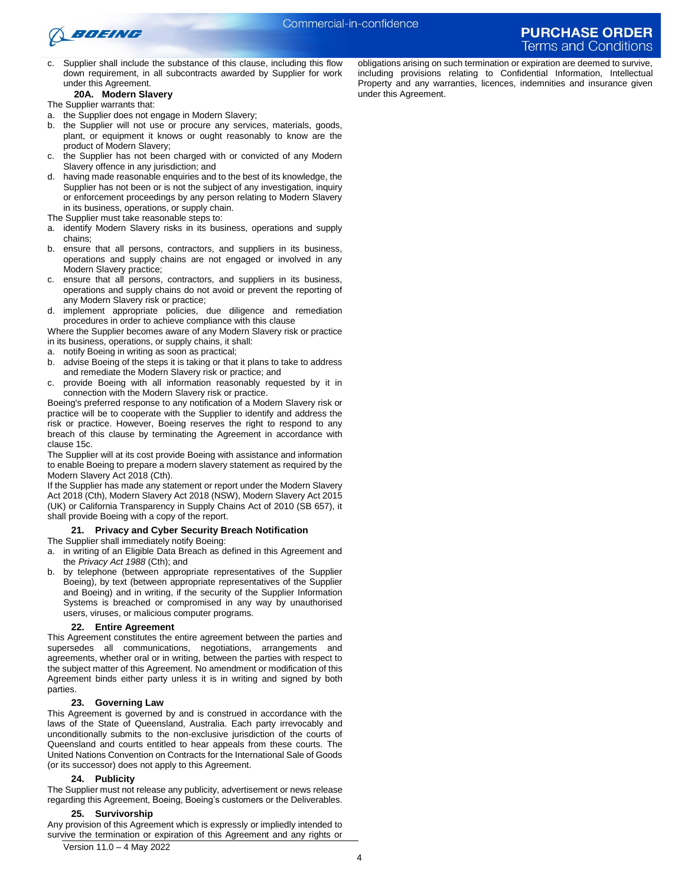c. Supplier shall include the substance of this clause, including this flow down requirement, in all subcontracts awarded by Supplier for work under this Agreement.

### 20A. Modern Slavery

The Supplier warrants that:

a. the Supplier does not engage in Modern Slavery;
b. the Supplier will not use or procure any services, materials, goods, plant, or equipment it knows or ought reasonably to know are the product of Modern Slavery;
c. the Supplier has not been charged with or convicted of any Modern Slavery offence in any jurisdiction; and
d. having made reasonable enquiries and to the best of its knowledge, the Supplier has not been or is not the subject of any investigation, inquiry or enforcement proceedings by any person relating to Modern Slavery in its business, operations, or supply chain.

The Supplier must take reasonable steps to:

a. identify Modern Slavery risks in its business, operations and supply chains;
b. ensure that all persons, contractors, and suppliers in its business, operations and supply chains are not engaged or involved in any Modern Slavery practice;
c. ensure that all persons, contractors, and suppliers in its business, operations and supply chains do not avoid or prevent the reporting of any Modern Slavery risk or practice;
d. implement appropriate policies, due diligence and remediation procedures in order to achieve compliance with this clause

Where the Supplier becomes aware of any Modern Slavery risk or practice in its business, operations, or supply chains, it shall:

a. notify Boeing in writing as soon as practical;
b. advise Boeing of the steps it is taking or that it plans to take to address and remediate the Modern Slavery risk or practice; and
c. provide Boeing with all information reasonably requested by it in connection with the Modern Slavery risk or practice.

Boeing's preferred response to any notification of a Modern Slavery risk or practice will be to cooperate with the Supplier to identify and address the risk or practice. However, Boeing reserves the right to respond to any breach of this clause by terminating the Agreement in accordance with clause 15c.

The Supplier will at its cost provide Boeing with assistance and information to enable Boeing to prepare a modern slavery statement as required by the Modern Slavery Act 2018 (Cth).

If the Supplier has made any statement or report under the Modern Slavery Act 2018 (Cth), Modern Slavery Act 2018 (NSW), Modern Slavery Act 2015 (UK) or California Transparency in Supply Chains Act of 2010 (SB 657), it shall provide Boeing with a copy of the report.

### 21. Privacy and Cyber Security Breach Notification

The Supplier shall immediately notify Boeing:

a. in writing of an Eligible Data Breach as defined in this Agreement and the *Privacy Act 1988* (Cth); and
b. by telephone (between appropriate representatives of the Supplier Boeing), by text (between appropriate representatives of the Supplier and Boeing) and in writing, if the security of the Supplier Information Systems is breached or compromised in any way by unauthorised users, viruses, or malicious computer programs.

### 22. Entire Agreement

This Agreement constitutes the entire agreement between the parties and supersedes all communications, negotiations, arrangements and agreements, whether oral or in writing, between the parties with respect to the subject matter of this Agreement. No amendment or modification of this Agreement binds either party unless it is in writing and signed by both parties.

### 23. Governing Law

This Agreement is governed by and is construed in accordance with the laws of the State of Queensland, Australia. Each party irrevocably and unconditionally submits to the non-exclusive jurisdiction of the courts of Queensland and courts entitled to hear appeals from these courts. The United Nations Convention on Contracts for the International Sale of Goods (or its successor) does not apply to this Agreement.

### 24. Publicity

The Supplier must not release any publicity, advertisement or news release regarding this Agreement, Boeing, Boeing's customers or the Deliverables.

### 25. Survivorship

Any provision of this Agreement which is expressly or impliedly intended to survive the termination or expiration of this Agreement and any rights or obligations arising on such termination or expiration are deemed to survive, including provisions relating to Confidential Information, Intellectual Property and any warranties, licences, indemnities and insurance given under this Agreement.